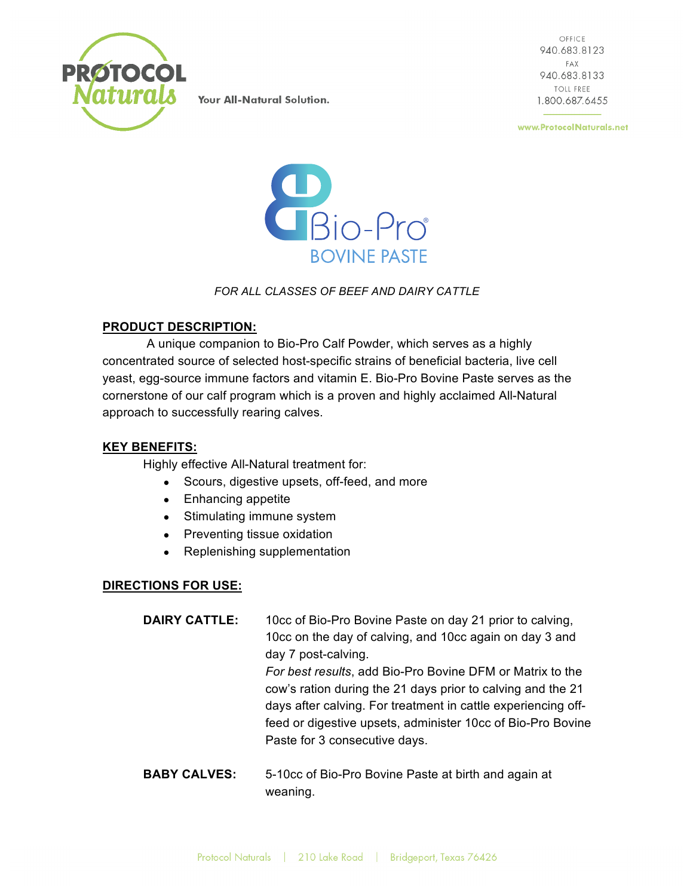PROTOCOL Naturals

Your All-Natural Solution.

OFFICE
940.683.8123
FAX
940.683.8133
TOLL FREE
1.800.687.6455

www.ProtocolNaturals.net

# Bio-Pro® BOVINE PASTE

*FOR ALL CLASSES OF BEEF AND DAIRY CATTLE*

## PRODUCT DESCRIPTION:

A unique companion to Bio-Pro Calf Powder, which serves as a highly concentrated source of selected host-specific strains of beneficial bacteria, live cell yeast, egg-source immune factors and vitamin E. Bio-Pro Bovine Paste serves as the cornerstone of our calf program which is a proven and highly acclaimed All-Natural approach to successfully rearing calves.

## KEY BENEFITS:

Highly effective All-Natural treatment for:

- Scours, digestive upsets, off-feed, and more
- Enhancing appetite
- Stimulating immune system
- Preventing tissue oxidation
- Replenishing supplementation

## DIRECTIONS FOR USE:

**DAIRY CATTLE:** 10cc of Bio-Pro Bovine Paste on day 21 prior to calving, 10cc on the day of calving, and 10cc again on day 3 and day 7 post-calving.
*For best results*, add Bio-Pro Bovine DFM or Matrix to the cow's ration during the 21 days prior to calving and the 21 days after calving. For treatment in cattle experiencing off-feed or digestive upsets, administer 10cc of Bio-Pro Bovine Paste for 3 consecutive days.

**BABY CALVES:** 5-10cc of Bio-Pro Bovine Paste at birth and again at weaning.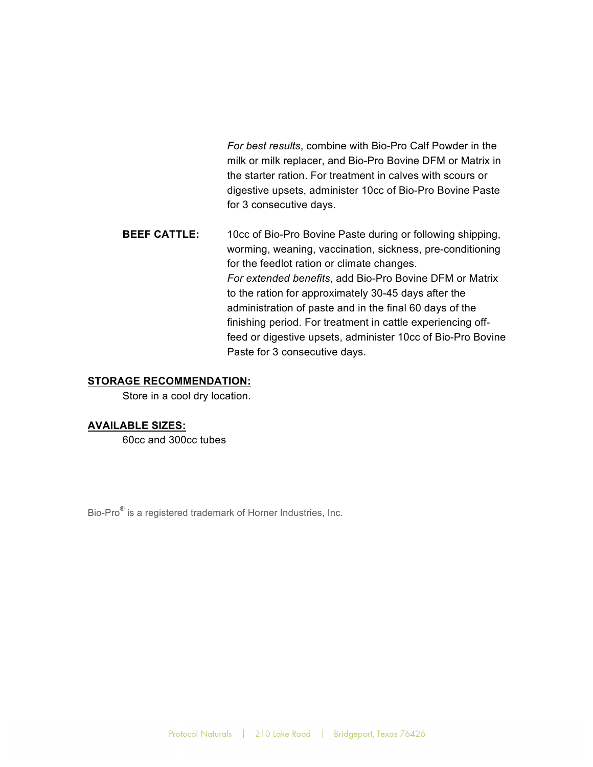*For best results*, combine with Bio-Pro Calf Powder in the milk or milk replacer, and Bio-Pro Bovine DFM or Matrix in the starter ration. For treatment in calves with scours or digestive upsets, administer 10cc of Bio-Pro Bovine Paste for 3 consecutive days.

**BEEF CATTLE:** 10cc of Bio-Pro Bovine Paste during or following shipping, worming, weaning, vaccination, sickness, pre-conditioning for the feedlot ration or climate changes.
*For extended benefits*, add Bio-Pro Bovine DFM or Matrix to the ration for approximately 30-45 days after the administration of paste and in the final 60 days of the finishing period. For treatment in cattle experiencing off-feed or digestive upsets, administer 10cc of Bio-Pro Bovine Paste for 3 consecutive days.

**STORAGE RECOMMENDATION:**

Store in a cool dry location.

**AVAILABLE SIZES:**

60cc and 300cc tubes

Bio-Pro® is a registered trademark of Horner Industries, Inc.

Protocol Naturals | 210 Lake Road | Bridgeport, Texas 76426